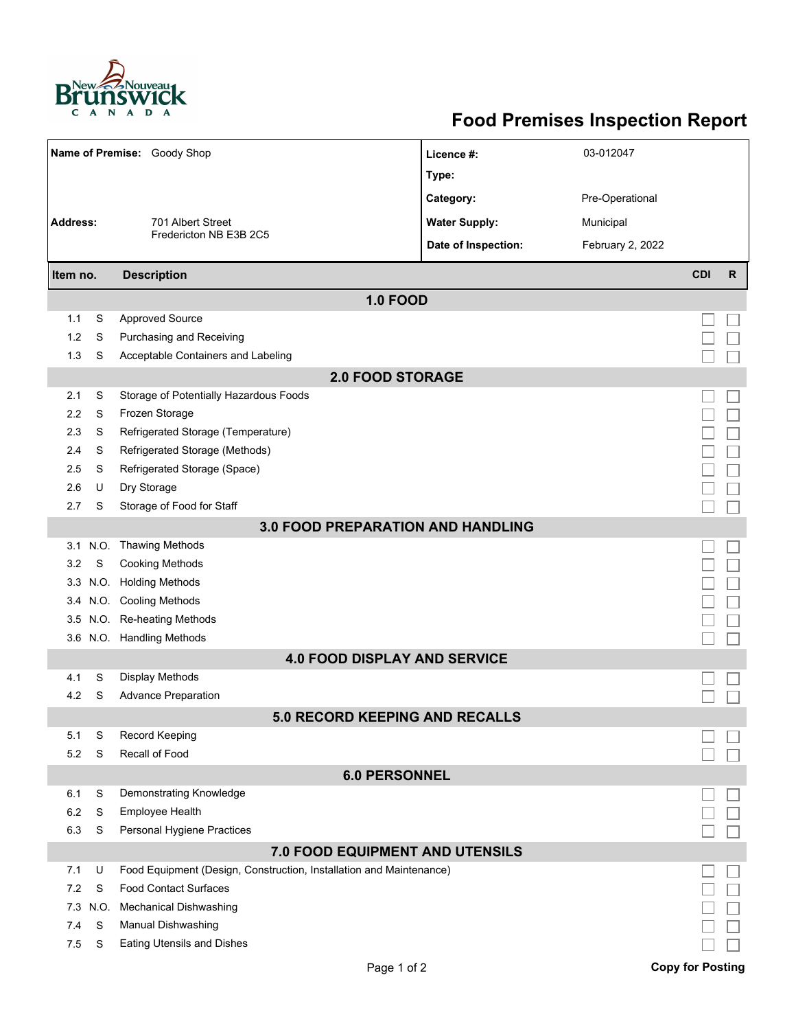# Food Premises Inspection Report

| | | | |
|---|---|---|---|
| **Name of Premise:** | Goody Shop | **Licence #:** | 03-012047 |
| | | **Type:** | |
| | | **Category:** | Pre-Operational |
| **Address:** | 701 Albert Street<br>Fredericton NB E3B 2C5 | **Water Supply:** | Municipal |
| | | **Date of Inspection:** | February 2, 2022 |

| Item no. | | Description | CDI | R |
|---|---|---|---|---|
| **1.0 FOOD** | | | | |
| 1.1 | S | Approved Source | ☐ | ☐ |
| 1.2 | S | Purchasing and Receiving | ☐ | ☐ |
| 1.3 | S | Acceptable Containers and Labeling | ☐ | ☐ |
| **2.0 FOOD STORAGE** | | | | |
| 2.1 | S | Storage of Potentially Hazardous Foods | ☐ | ☐ |
| 2.2 | S | Frozen Storage | ☐ | ☐ |
| 2.3 | S | Refrigerated Storage (Temperature) | ☐ | ☐ |
| 2.4 | S | Refrigerated Storage (Methods) | ☐ | ☐ |
| 2.5 | S | Refrigerated Storage (Space) | ☐ | ☐ |
| 2.6 | U | Dry Storage | ☐ | ☐ |
| 2.7 | S | Storage of Food for Staff | ☐ | ☐ |
| **3.0 FOOD PREPARATION AND HANDLING** | | | | |
| 3.1 | N.O. | Thawing Methods | ☐ | ☐ |
| 3.2 | S | Cooking Methods | ☐ | ☐ |
| 3.3 | N.O. | Holding Methods | ☐ | ☐ |
| 3.4 | N.O. | Cooling Methods | ☐ | ☐ |
| 3.5 | N.O. | Re-heating Methods | ☐ | ☐ |
| 3.6 | N.O. | Handling Methods | ☐ | ☐ |
| **4.0 FOOD DISPLAY AND SERVICE** | | | | |
| 4.1 | S | Display Methods | ☐ | ☐ |
| 4.2 | S | Advance Preparation | ☐ | ☐ |
| **5.0 RECORD KEEPING AND RECALLS** | | | | |
| 5.1 | S | Record Keeping | ☐ | ☐ |
| 5.2 | S | Recall of Food | ☐ | ☐ |
| **6.0 PERSONNEL** | | | | |
| 6.1 | S | Demonstrating Knowledge | ☐ | ☐ |
| 6.2 | S | Employee Health | ☐ | ☐ |
| 6.3 | S | Personal Hygiene Practices | ☐ | ☐ |
| **7.0 FOOD EQUIPMENT AND UTENSILS** | | | | |
| 7.1 | U | Food Equipment (Design, Construction, Installation and Maintenance) | ☐ | ☐ |
| 7.2 | S | Food Contact Surfaces | ☐ | ☐ |
| 7.3 | N.O. | Mechanical Dishwashing | ☐ | ☐ |
| 7.4 | S | Manual Dishwashing | ☐ | ☐ |
| 7.5 | S | Eating Utensils and Dishes | ☐ | ☐ |

**Copy for Posting**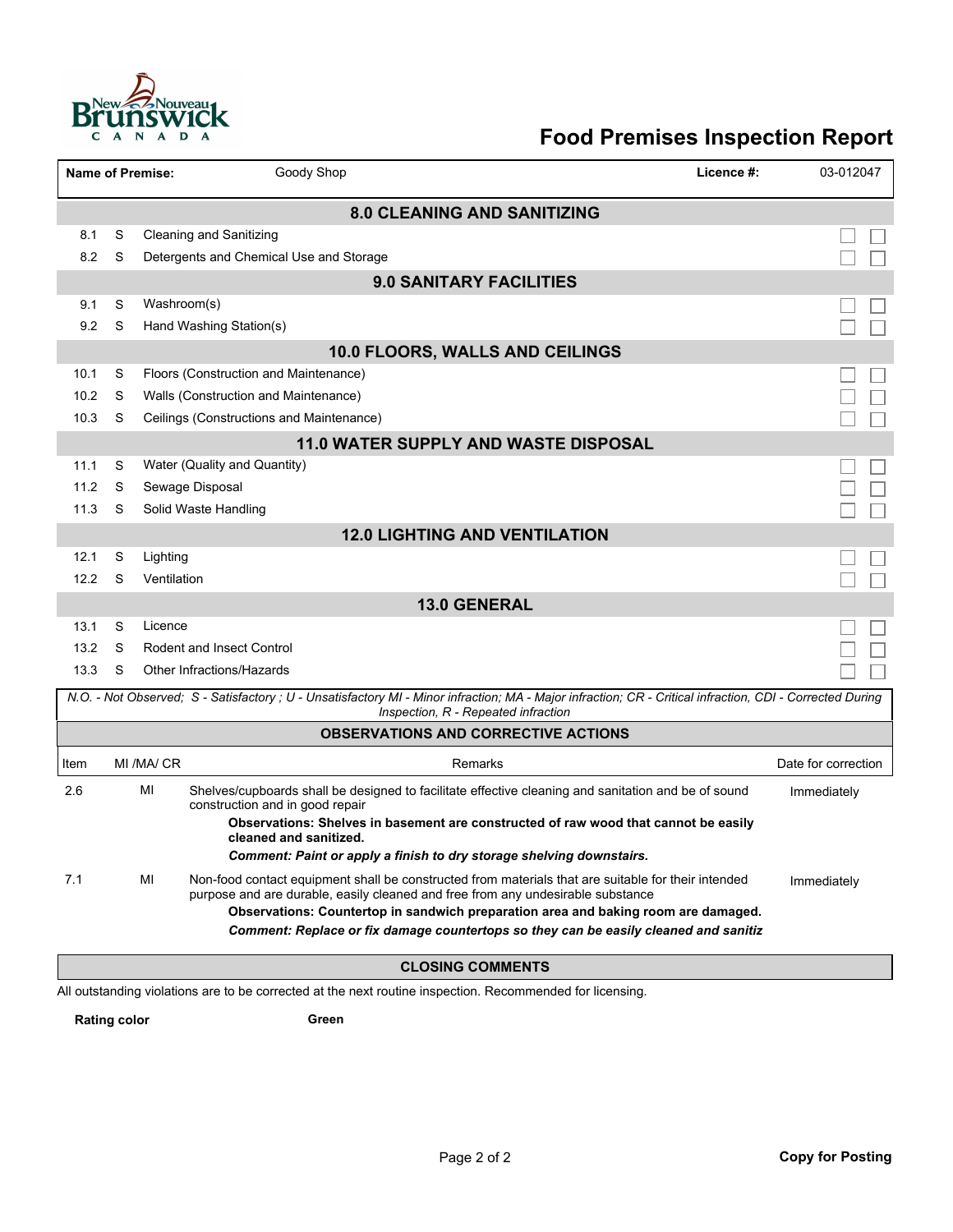# Food Premises Inspection Report

| Name of Premise: | Goody Shop | Licence #: | 03-012047 |
|---|---|---|---|

## 8.0 CLEANING AND SANITIZING

| | | | | |
|---|---|---|---|---|
| 8.1 | S | Cleaning and Sanitizing | ☐ | ☐ |
| 8.2 | S | Detergents and Chemical Use and Storage | ☐ | ☐ |

## 9.0 SANITARY FACILITIES

| | | | | |
|---|---|---|---|---|
| 9.1 | S | Washroom(s) | ☐ | ☐ |
| 9.2 | S | Hand Washing Station(s) | ☐ | ☐ |

## 10.0 FLOORS, WALLS AND CEILINGS

| | | | | |
|---|---|---|---|---|
| 10.1 | S | Floors (Construction and Maintenance) | ☐ | ☐ |
| 10.2 | S | Walls (Construction and Maintenance) | ☐ | ☐ |
| 10.3 | S | Ceilings (Constructions and Maintenance) | ☐ | ☐ |

## 11.0 WATER SUPPLY AND WASTE DISPOSAL

| | | | | |
|---|---|---|---|---|
| 11.1 | S | Water (Quality and Quantity) | ☐ | ☐ |
| 11.2 | S | Sewage Disposal | ☐ | ☐ |
| 11.3 | S | Solid Waste Handling | ☐ | ☐ |

## 12.0 LIGHTING AND VENTILATION

| | | | | |
|---|---|---|---|---|
| 12.1 | S | Lighting | ☐ | ☐ |
| 12.2 | S | Ventilation | ☐ | ☐ |

## 13.0 GENERAL

| | | | | |
|---|---|---|---|---|
| 13.1 | S | Licence | ☐ | ☐ |
| 13.2 | S | Rodent and Insect Control | ☐ | ☐ |
| 13.3 | S | Other Infractions/Hazards | ☐ | ☐ |

*N.O. - Not Observed; S - Satisfactory ; U - Unsatisfactory MI - Minor infraction; MA - Major infraction; CR - Critical infraction, CDI - Corrected During Inspection, R - Repeated infraction*

## OBSERVATIONS AND CORRECTIVE ACTIONS

| Item | MI /MA/ CR | Remarks | Date for correction |
|---|---|---|---|
| 2.6 | MI | Shelves/cupboards shall be designed to facilitate effective cleaning and sanitation and be of sound construction and in good repair<br>**Observations: Shelves in basement are constructed of raw wood that cannot be easily cleaned and sanitized.**<br>***Comment: Paint or apply a finish to dry storage shelving downstairs.*** | Immediately |
| 7.1 | MI | Non-food contact equipment shall be constructed from materials that are suitable for their intended purpose and are durable, easily cleaned and free from any undesirable substance<br>**Observations: Countertop in sandwich preparation area and baking room are damaged.**<br>***Comment: Replace or fix damage countertops so they can be easily cleaned and sanitiz*** | Immediately |

## CLOSING COMMENTS

All outstanding violations are to be corrected at the next routine inspection. Recommended for licensing.

**Rating color** **Green**

**Copy for Posting**